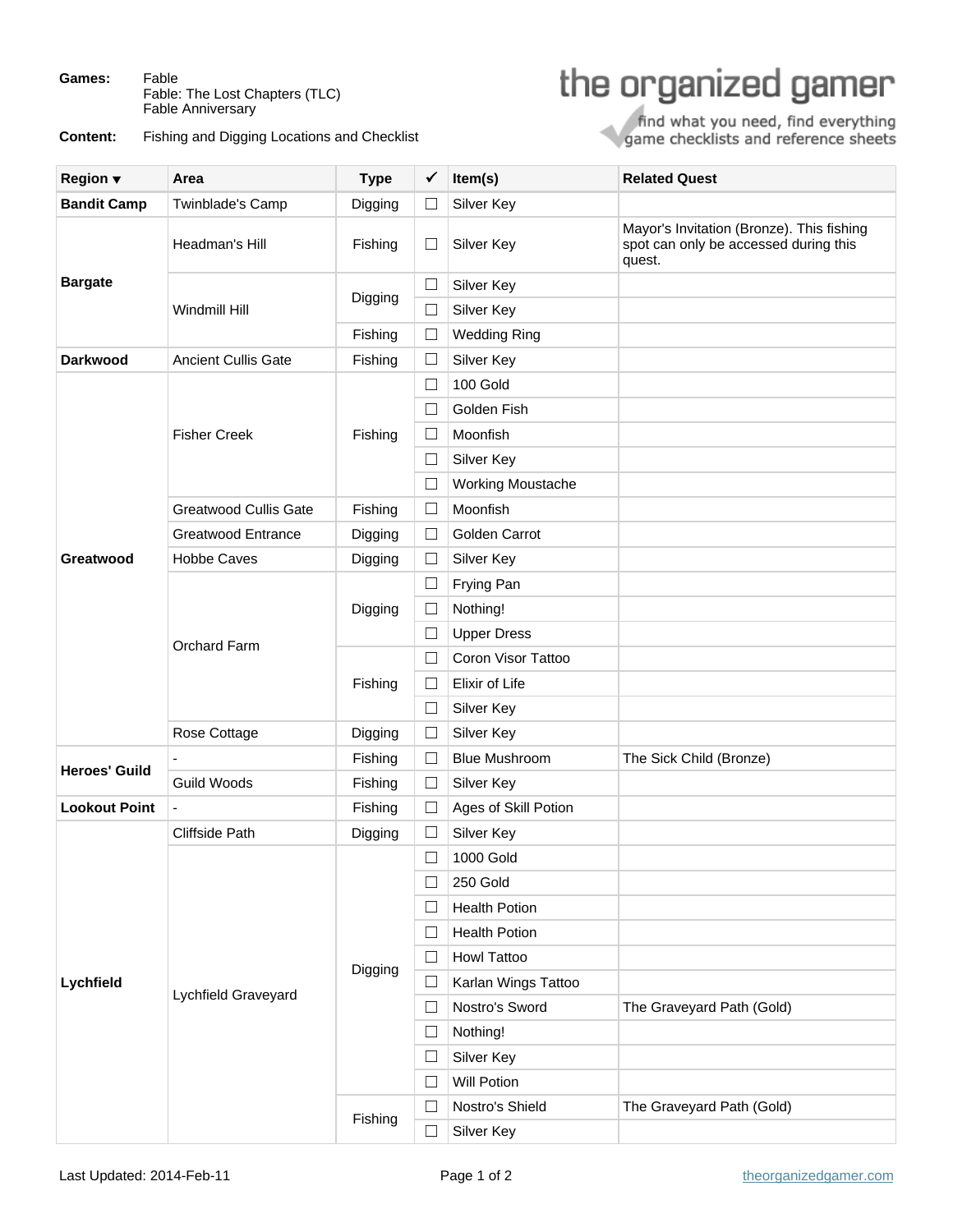**Games:** Fable
Fable: The Lost Chapters (TLC)
Fable Anniversary

**Content:** Fishing and Digging Locations and Checklist

the organized gamer
find what you need, find everything
game checklists and reference sheets

| Region ▼ | Area | Type | ✔ | Item(s) | Related Quest |
|---|---|---|---|---|---|
| **Bandit Camp** | Twinblade's Camp | Digging | ☐ | Silver Key | |
| **Bargate** | Headman's Hill | Fishing | ☐ | Silver Key | Mayor's Invitation (Bronze). This fishing spot can only be accessed during this quest. |
| | Windmill Hill | Digging | ☐ | Silver Key | |
| | | | ☐ | Silver Key | |
| | | Fishing | ☐ | Wedding Ring | |
| **Darkwood** | Ancient Cullis Gate | Fishing | ☐ | Silver Key | |
| **Greatwood** | Fisher Creek | Fishing | ☐ | 100 Gold | |
| | | | ☐ | Golden Fish | |
| | | | ☐ | Moonfish | |
| | | | ☐ | Silver Key | |
| | | | ☐ | Working Moustache | |
| | Greatwood Cullis Gate | Fishing | ☐ | Moonfish | |
| | Greatwood Entrance | Digging | ☐ | Golden Carrot | |
| | Hobbe Caves | Digging | ☐ | Silver Key | |
| | Orchard Farm | Digging | ☐ | Frying Pan | |
| | | | ☐ | Nothing! | |
| | | | ☐ | Upper Dress | |
| | | Fishing | ☐ | Coron Visor Tattoo | |
| | | | ☐ | Elixir of Life | |
| | | | ☐ | Silver Key | |
| | Rose Cottage | Digging | ☐ | Silver Key | |
| **Heroes' Guild** | - | Fishing | ☐ | Blue Mushroom | The Sick Child (Bronze) |
| | Guild Woods | Fishing | ☐ | Silver Key | |
| **Lookout Point** | - | Fishing | ☐ | Ages of Skill Potion | |
| **Lychfield** | Cliffside Path | Digging | ☐ | Silver Key | |
| | Lychfield Graveyard | Digging | ☐ | 1000 Gold | |
| | | | ☐ | 250 Gold | |
| | | | ☐ | Health Potion | |
| | | | ☐ | Health Potion | |
| | | | ☐ | Howl Tattoo | |
| | | | ☐ | Karlan Wings Tattoo | |
| | | | ☐ | Nostro's Sword | The Graveyard Path (Gold) |
| | | | ☐ | Nothing! | |
| | | | ☐ | Silver Key | |
| | | | ☐ | Will Potion | |
| | | Fishing | ☐ | Nostro's Shield | The Graveyard Path (Gold) |
| | | | ☐ | Silver Key | |

Last Updated: 2014-Feb-11

theorganizedgamer.com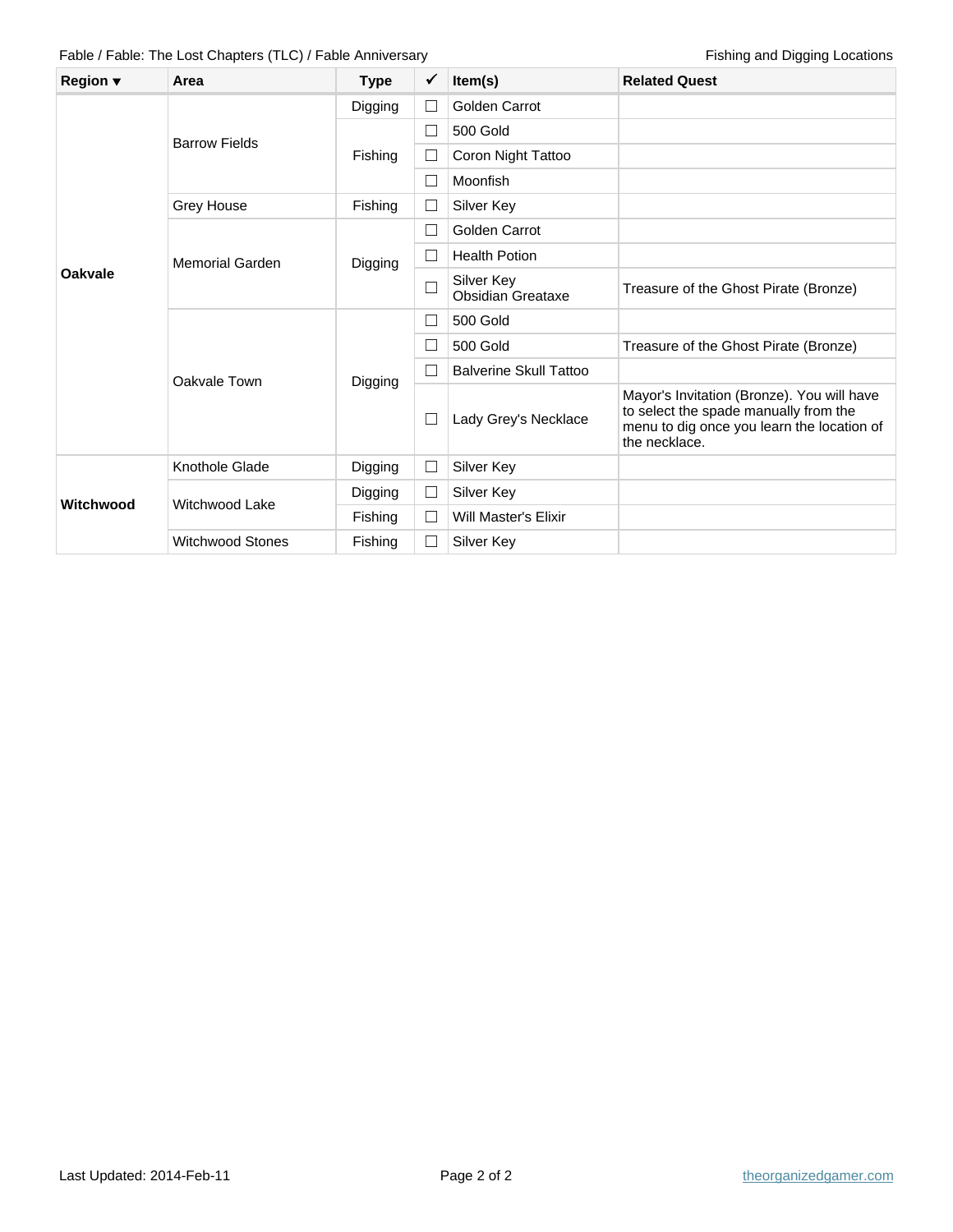| Region ▼ | Area | Type | ✔ | Item(s) | Related Quest |
|---|---|---|---|---|---|
| Oakvale | Barrow Fields | Digging | ☐ | Golden Carrot | |
| | | Fishing | ☐ | 500 Gold | |
| | | | ☐ | Coron Night Tattoo | |
| | | | ☐ | Moonfish | |
| | Grey House | Fishing | ☐ | Silver Key | |
| | Memorial Garden | Digging | ☐ | Golden Carrot | |
| | | | ☐ | Health Potion | |
| | | | ☐ | Silver Key<br>Obsidian Greataxe | Treasure of the Ghost Pirate (Bronze) |
| | Oakvale Town | Digging | ☐ | 500 Gold | |
| | | | ☐ | 500 Gold | Treasure of the Ghost Pirate (Bronze) |
| | | | ☐ | Balverine Skull Tattoo | |
| | | | ☐ | Lady Grey's Necklace | Mayor's Invitation (Bronze). You will have to select the spade manually from the menu to dig once you learn the location of the necklace. |
| Witchwood | Knothole Glade | Digging | ☐ | Silver Key | |
| | Witchwood Lake | Digging | ☐ | Silver Key | |
| | | Fishing | ☐ | Will Master's Elixir | |
| | Witchwood Stones | Fishing | ☐ | Silver Key | |

Last Updated: 2014-Feb-11